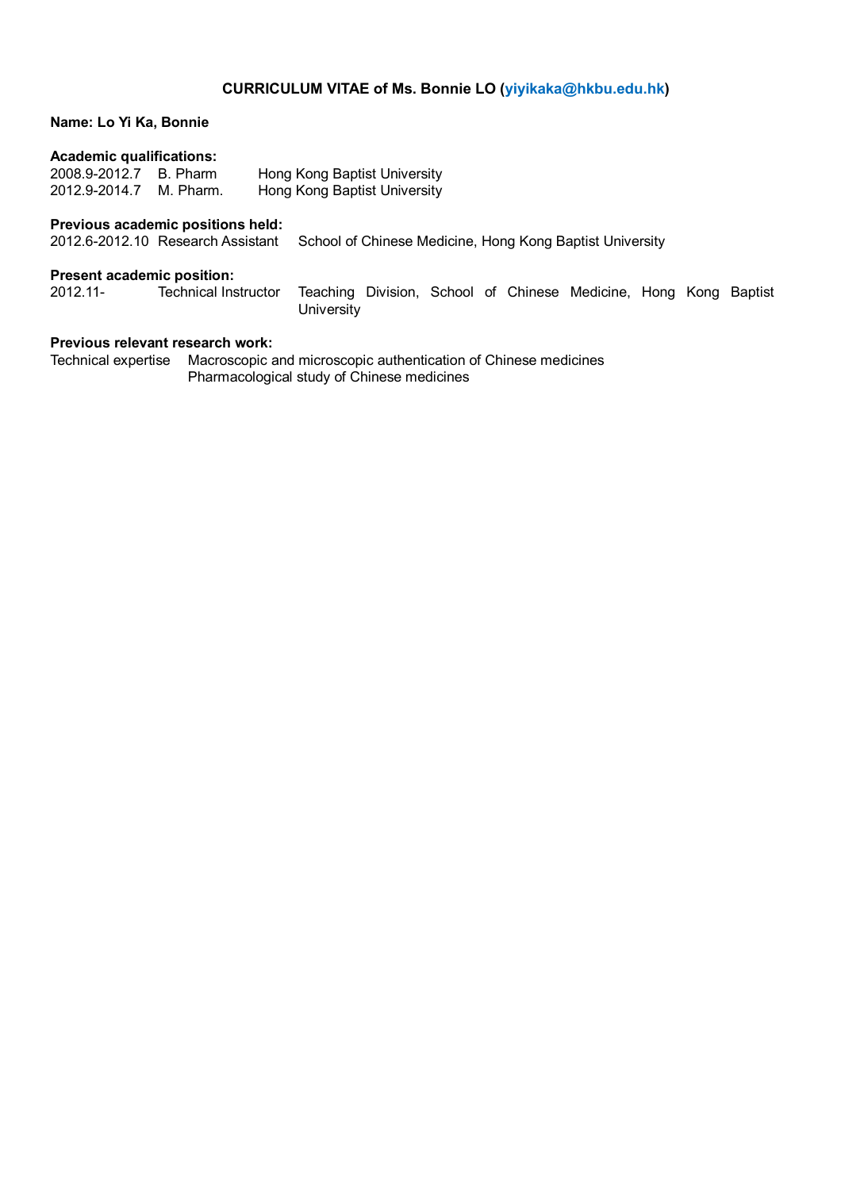**CURRICULUM VITAE of Ms. Bonnie LO (yiyikaka@hkbu.edu.hk)**

**Name: Lo Yi Ka, Bonnie**

**Academic qualifications:**

| | | |
|---|---|---|
| 2008.9-2012.7 | B. Pharm | Hong Kong Baptist University |
| 2012.9-2014.7 | M. Pharm. | Hong Kong Baptist University |

**Previous academic positions held:**

| | | |
|---|---|---|
| 2012.6-2012.10 | Research Assistant | School of Chinese Medicine, Hong Kong Baptist University |

**Present academic position:**

| | | |
|---|---|---|
| 2012.11- | Technical Instructor | Teaching Division, School of Chinese Medicine, Hong Kong Baptist University |

**Previous relevant research work:**

Technical expertise
- Macroscopic and microscopic authentication of Chinese medicines
- Pharmacological study of Chinese medicines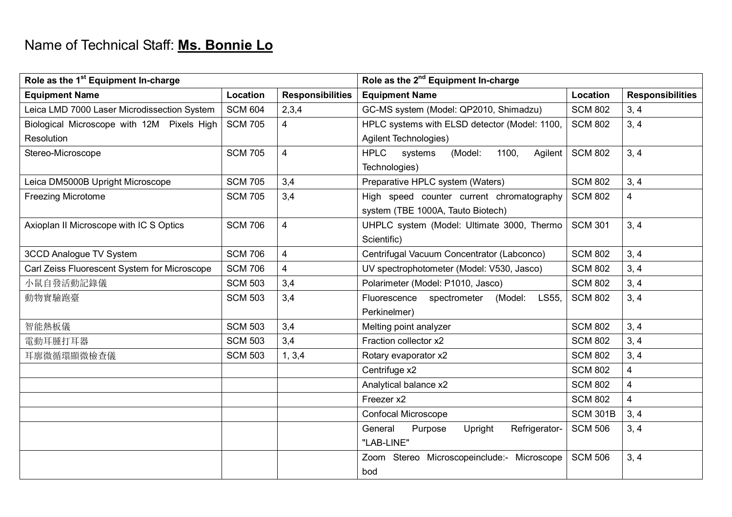Name of Technical Staff: **Ms. Bonnie Lo**

| Role as the 1st Equipment In-charge | | | Role as the 2nd Equipment In-charge | | |
|---|---|---|---|---|---|
| **Equipment Name** | **Location** | **Responsibilities** | **Equipment Name** | **Location** | **Responsibilities** |
| Leica LMD 7000 Laser Microdissection System | SCM 604 | 2,3,4 | GC-MS system (Model: QP2010, Shimadzu) | SCM 802 | 3, 4 |
| Biological Microscope with 12M Pixels High Resolution | SCM 705 | 4 | HPLC systems with ELSD detector (Model: 1100, Agilent Technologies) | SCM 802 | 3, 4 |
| Stereo-Microscope | SCM 705 | 4 | HPLC systems (Model: 1100, Agilent Technologies) | SCM 802 | 3, 4 |
| Leica DM5000B Upright Microscope | SCM 705 | 3,4 | Preparative HPLC system (Waters) | SCM 802 | 3, 4 |
| Freezing Microtome | SCM 705 | 3,4 | High speed counter current chromatography system (TBE 1000A, Tauto Biotech) | SCM 802 | 4 |
| Axioplan II Microscope with IC S Optics | SCM 706 | 4 | UHPLC system (Model: Ultimate 3000, Thermo Scientific) | SCM 301 | 3, 4 |
| 3CCD Analogue TV System | SCM 706 | 4 | Centrifugal Vacuum Concentrator (Labconco) | SCM 802 | 3, 4 |
| Carl Zeiss Fluorescent System for Microscope | SCM 706 | 4 | UV spectrophotometer (Model: V530, Jasco) | SCM 802 | 3, 4 |
| 小鼠自發活動記錄儀 | SCM 503 | 3,4 | Polarimeter (Model: P1010, Jasco) | SCM 802 | 3, 4 |
| 動物實驗跑臺 | SCM 503 | 3,4 | Fluorescence spectrometer (Model: LS55, Perkinelmer) | SCM 802 | 3, 4 |
| 智能熱板儀 | SCM 503 | 3,4 | Melting point analyzer | SCM 802 | 3, 4 |
| 電動耳腫打耳器 | SCM 503 | 3,4 | Fraction collector x2 | SCM 802 | 3, 4 |
| 耳廓微循環顯微檢查儀 | SCM 503 | 1, 3,4 | Rotary evaporator x2 | SCM 802 | 3, 4 |
| | | | Centrifuge x2 | SCM 802 | 4 |
| | | | Analytical balance x2 | SCM 802 | 4 |
| | | | Freezer x2 | SCM 802 | 4 |
| | | | Confocal Microscope | SCM 301B | 3, 4 |
| | | | General Purpose Upright Refrigerator- "LAB-LINE" | SCM 506 | 3, 4 |
| | | | Zoom Stereo Microscopeinclude:- Microscope bod | SCM 506 | 3, 4 |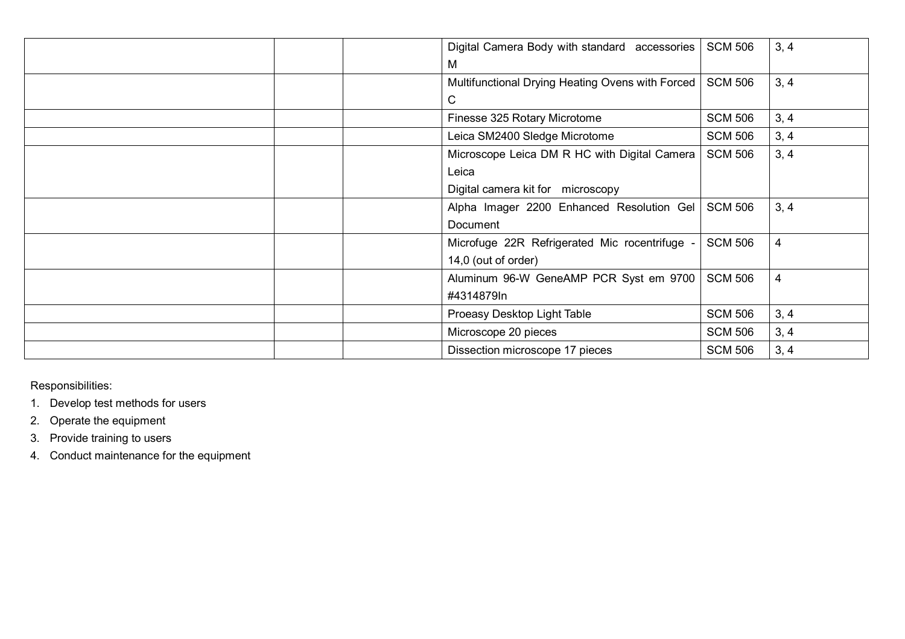| | | | | | |
|---|---|---|---|---|---|
| | | | Digital Camera Body with standard accessories M | SCM 506 | 3, 4 |
| | | | Multifunctional Drying Heating Ovens with Forced C | SCM 506 | 3, 4 |
| | | | Finesse 325 Rotary Microtome | SCM 506 | 3, 4 |
| | | | Leica SM2400 Sledge Microtome | SCM 506 | 3, 4 |
| | | | Microscope Leica DM R HC with Digital Camera Leica<br>Digital camera kit for microscopy | SCM 506 | 3, 4 |
| | | | Alpha Imager 2200 Enhanced Resolution Gel Document | SCM 506 | 3, 4 |
| | | | Microfuge 22R Refrigerated Mic rocentrifuge - 14,0 (out of order) | SCM 506 | 4 |
| | | | Aluminum 96-W GeneAMP PCR Syst em 9700 #4314879In | SCM 506 | 4 |
| | | | Proeasy Desktop Light Table | SCM 506 | 3, 4 |
| | | | Microscope 20 pieces | SCM 506 | 3, 4 |
| | | | Dissection microscope 17 pieces | SCM 506 | 3, 4 |

Responsibilities:

1. Develop test methods for users
2. Operate the equipment
3. Provide training to users
4. Conduct maintenance for the equipment